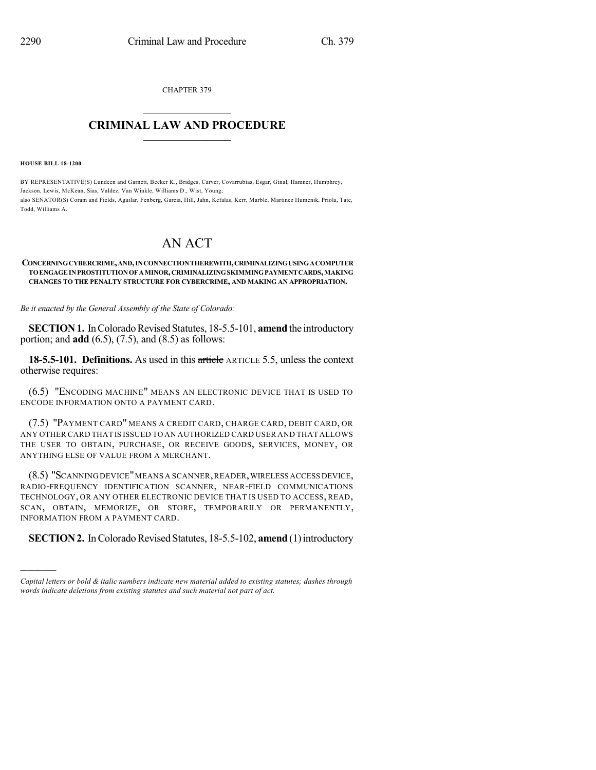CHAPTER 379

# CRIMINAL LAW AND PROCEDURE

**HOUSE BILL 18-1200**

BY REPRESENTATIVE(S) Lundeen and Garnett, Becker K., Bridges, Carver, Covarrubias, Esgar, Ginal, Hamner, Humphrey, Jackson, Lewis, McKean, Sias, Valdez, Van Winkle, Williams D., Wist, Young;
also SENATOR(S) Coram and Fields, Aguilar, Fenberg, Garcia, Hill, Jahn, Kefalas, Kerr, Marble, Martinez Humenik, Priola, Tate, Todd, Williams A.

# AN ACT

**CONCERNING CYBERCRIME, AND, IN CONNECTION THEREWITH, CRIMINALIZING USING A COMPUTER TO ENGAGE IN PROSTITUTION OF A MINOR, CRIMINALIZING SKIMMING PAYMENT CARDS, MAKING CHANGES TO THE PENALTY STRUCTURE FOR CYBERCRIME, AND MAKING AN APPROPRIATION.**

*Be it enacted by the General Assembly of the State of Colorado:*

**SECTION 1.** In Colorado Revised Statutes, 18-5.5-101, **amend** the introductory portion; and **add** (6.5), (7.5), and (8.5) as follows:

**18-5.5-101. Definitions.** As used in this ~~article~~ ARTICLE 5.5, unless the context otherwise requires:

(6.5) "ENCODING MACHINE" MEANS AN ELECTRONIC DEVICE THAT IS USED TO ENCODE INFORMATION ONTO A PAYMENT CARD.

(7.5) "PAYMENT CARD" MEANS A CREDIT CARD, CHARGE CARD, DEBIT CARD, OR ANY OTHER CARD THAT IS ISSUED TO AN AUTHORIZED CARD USER AND THAT ALLOWS THE USER TO OBTAIN, PURCHASE, OR RECEIVE GOODS, SERVICES, MONEY, OR ANYTHING ELSE OF VALUE FROM A MERCHANT.

(8.5) "SCANNING DEVICE" MEANS A SCANNER, READER, WIRELESS ACCESS DEVICE, RADIO-FREQUENCY IDENTIFICATION SCANNER, NEAR-FIELD COMMUNICATIONS TECHNOLOGY, OR ANY OTHER ELECTRONIC DEVICE THAT IS USED TO ACCESS, READ, SCAN, OBTAIN, MEMORIZE, OR STORE, TEMPORARILY OR PERMANENTLY, INFORMATION FROM A PAYMENT CARD.

**SECTION 2.** In Colorado Revised Statutes, 18-5.5-102, **amend** (1) introductory

---

*Capital letters or bold & italic numbers indicate new material added to existing statutes; dashes through words indicate deletions from existing statutes and such material not part of act.*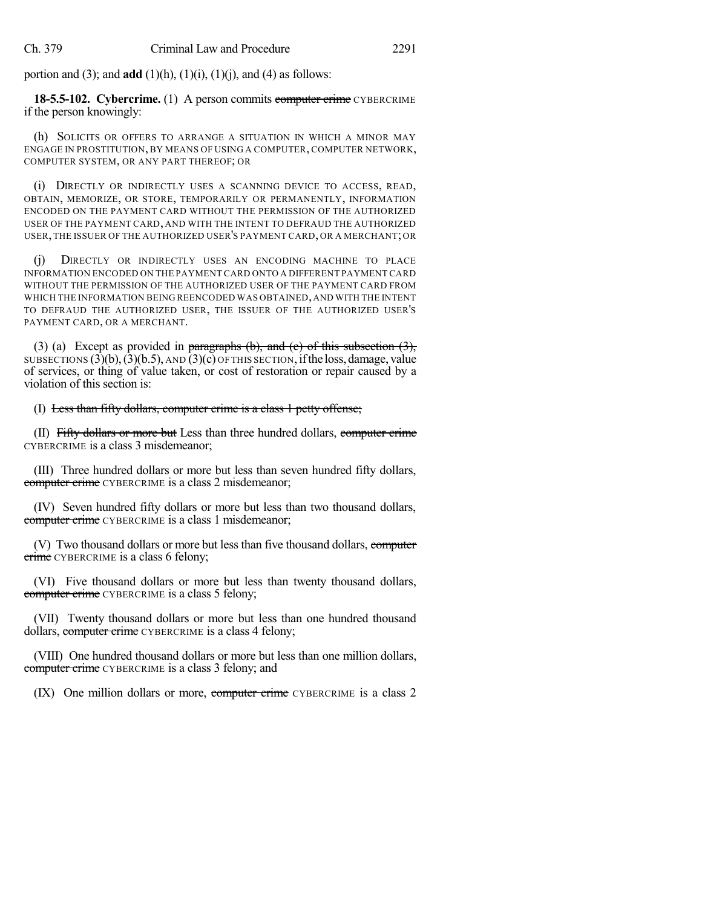portion and (3); and **add** (1)(h), (1)(i), (1)(j), and (4) as follows:

**18-5.5-102. Cybercrime.** (1) A person commits ~~computer crime~~ CYBERCRIME if the person knowingly:

(h) SOLICITS OR OFFERS TO ARRANGE A SITUATION IN WHICH A MINOR MAY ENGAGE IN PROSTITUTION, BY MEANS OF USING A COMPUTER, COMPUTER NETWORK, COMPUTER SYSTEM, OR ANY PART THEREOF; OR

(i) DIRECTLY OR INDIRECTLY USES A SCANNING DEVICE TO ACCESS, READ, OBTAIN, MEMORIZE, OR STORE, TEMPORARILY OR PERMANENTLY, INFORMATION ENCODED ON THE PAYMENT CARD WITHOUT THE PERMISSION OF THE AUTHORIZED USER OF THE PAYMENT CARD, AND WITH THE INTENT TO DEFRAUD THE AUTHORIZED USER, THE ISSUER OF THE AUTHORIZED USER'S PAYMENT CARD, OR A MERCHANT; OR

(j) DIRECTLY OR INDIRECTLY USES AN ENCODING MACHINE TO PLACE INFORMATION ENCODED ON THE PAYMENT CARD ONTO A DIFFERENT PAYMENT CARD WITHOUT THE PERMISSION OF THE AUTHORIZED USER OF THE PAYMENT CARD FROM WHICH THE INFORMATION BEING REENCODED WAS OBTAINED, AND WITH THE INTENT TO DEFRAUD THE AUTHORIZED USER, THE ISSUER OF THE AUTHORIZED USER'S PAYMENT CARD, OR A MERCHANT.

(3) (a) Except as provided in ~~paragraphs (b), and (c) of this subsection (3),~~ SUBSECTIONS (3)(b), (3)(b.5), AND (3)(c) OF THIS SECTION, if the loss, damage, value of services, or thing of value taken, or cost of restoration or repair caused by a violation of this section is:

(I) ~~Less than fifty dollars, computer crime is a class 1 petty offense;~~

(II) ~~Fifty dollars or more but~~ Less than three hundred dollars, ~~computer crime~~ CYBERCRIME is a class 3 misdemeanor;

(III) Three hundred dollars or more but less than seven hundred fifty dollars, ~~computer crime~~ CYBERCRIME is a class 2 misdemeanor;

(IV) Seven hundred fifty dollars or more but less than two thousand dollars, ~~computer crime~~ CYBERCRIME is a class 1 misdemeanor;

(V) Two thousand dollars or more but less than five thousand dollars, ~~computer crime~~ CYBERCRIME is a class 6 felony;

(VI) Five thousand dollars or more but less than twenty thousand dollars, ~~computer crime~~ CYBERCRIME is a class 5 felony;

(VII) Twenty thousand dollars or more but less than one hundred thousand dollars, ~~computer crime~~ CYBERCRIME is a class 4 felony;

(VIII) One hundred thousand dollars or more but less than one million dollars, ~~computer crime~~ CYBERCRIME is a class 3 felony; and

(IX) One million dollars or more, ~~computer crime~~ CYBERCRIME is a class 2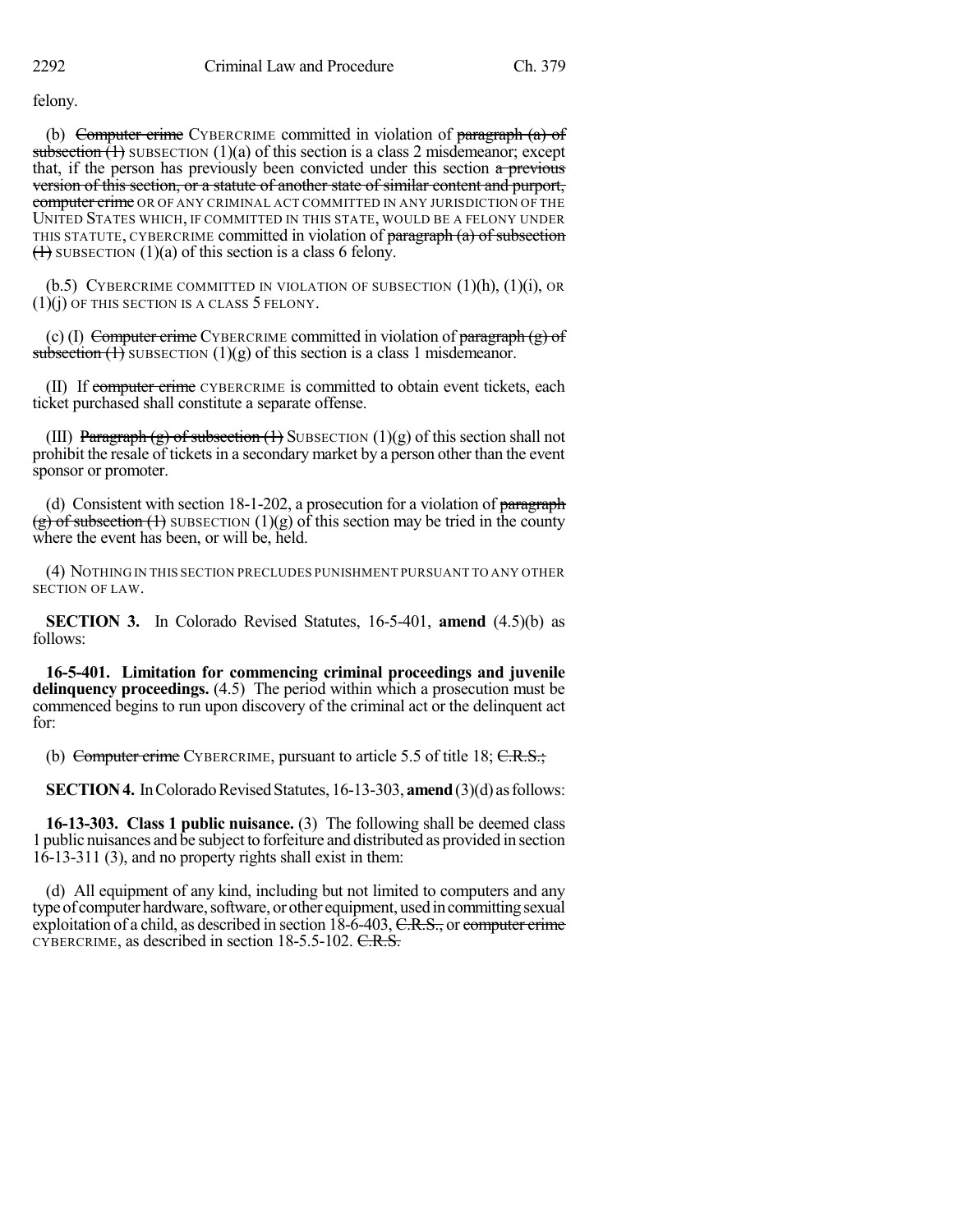felony.

(b) ~~Computer crime~~ CYBERCRIME committed in violation of ~~paragraph (a) of subsection (1)~~ SUBSECTION (1)(a) of this section is a class 2 misdemeanor; except that, if the person has previously been convicted under this section ~~a previous version of this section, or a statute of another state of similar content and purport, computer crime~~ OR OF ANY CRIMINAL ACT COMMITTED IN ANY JURISDICTION OF THE UNITED STATES WHICH, IF COMMITTED IN THIS STATE, WOULD BE A FELONY UNDER THIS STATUTE, CYBERCRIME committed in violation of ~~paragraph (a) of subsection (1)~~ SUBSECTION (1)(a) of this section is a class 6 felony.

(b.5) CYBERCRIME COMMITTED IN VIOLATION OF SUBSECTION (1)(h), (1)(i), OR (1)(j) OF THIS SECTION IS A CLASS 5 FELONY.

(c) (I) ~~Computer crime~~ CYBERCRIME committed in violation of ~~paragraph (g) of subsection (1)~~ SUBSECTION (1)(g) of this section is a class 1 misdemeanor.

(II) If ~~computer crime~~ CYBERCRIME is committed to obtain event tickets, each ticket purchased shall constitute a separate offense.

(III) ~~Paragraph (g) of subsection (1)~~ SUBSECTION (1)(g) of this section shall not prohibit the resale of tickets in a secondary market by a person other than the event sponsor or promoter.

(d) Consistent with section 18-1-202, a prosecution for a violation of ~~paragraph (g) of subsection (1)~~ SUBSECTION (1)(g) of this section may be tried in the county where the event has been, or will be, held.

(4) NOTHING IN THIS SECTION PRECLUDES PUNISHMENT PURSUANT TO ANY OTHER SECTION OF LAW.

**SECTION 3.** In Colorado Revised Statutes, 16-5-401, **amend** (4.5)(b) as follows:

**16-5-401. Limitation for commencing criminal proceedings and juvenile delinquency proceedings.** (4.5) The period within which a prosecution must be commenced begins to run upon discovery of the criminal act or the delinquent act for:

(b) ~~Computer crime~~ CYBERCRIME, pursuant to article 5.5 of title 18; ~~C.R.S.;~~

**SECTION 4.** In Colorado Revised Statutes, 16-13-303, **amend** (3)(d) as follows:

**16-13-303. Class 1 public nuisance.** (3) The following shall be deemed class 1 public nuisances and be subject to forfeiture and distributed as provided in section 16-13-311 (3), and no property rights shall exist in them:

(d) All equipment of any kind, including but not limited to computers and any type of computer hardware, software, or other equipment, used in committing sexual exploitation of a child, as described in section 18-6-403, ~~C.R.S.,~~ or ~~computer crime~~ CYBERCRIME, as described in section 18-5.5-102. ~~C.R.S.~~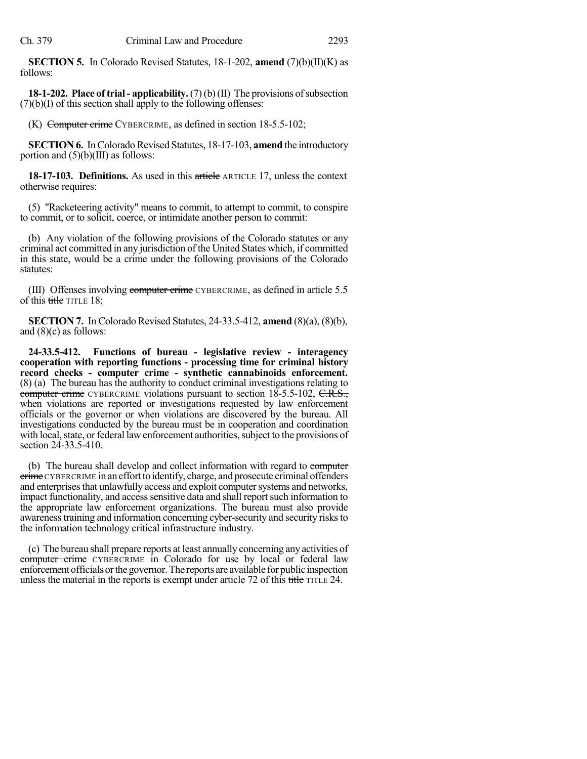**SECTION 5.** In Colorado Revised Statutes, 18-1-202, **amend** (7)(b)(II)(K) as follows:

**18-1-202. Place of trial - applicability.** (7) (b) (II) The provisions of subsection (7)(b)(I) of this section shall apply to the following offenses:

(K) ~~Computer crime~~ CYBERCRIME, as defined in section 18-5.5-102;

**SECTION 6.** In Colorado Revised Statutes, 18-17-103, **amend** the introductory portion and (5)(b)(III) as follows:

**18-17-103. Definitions.** As used in this ~~article~~ ARTICLE 17, unless the context otherwise requires:

(5) "Racketeering activity" means to commit, to attempt to commit, to conspire to commit, or to solicit, coerce, or intimidate another person to commit:

(b) Any violation of the following provisions of the Colorado statutes or any criminal act committed in any jurisdiction of the United States which, if committed in this state, would be a crime under the following provisions of the Colorado statutes:

(III) Offenses involving ~~computer crime~~ CYBERCRIME, as defined in article 5.5 of this ~~title~~ TITLE 18;

**SECTION 7.** In Colorado Revised Statutes, 24-33.5-412, **amend** (8)(a), (8)(b), and (8)(c) as follows:

**24-33.5-412. Functions of bureau - legislative review - interagency cooperation with reporting functions - processing time for criminal history record checks - computer crime - synthetic cannabinoids enforcement.** (8) (a) The bureau has the authority to conduct criminal investigations relating to ~~computer crime~~ CYBERCRIME violations pursuant to section 18-5.5-102, ~~C.R.S.,~~ when violations are reported or investigations requested by law enforcement officials or the governor or when violations are discovered by the bureau. All investigations conducted by the bureau must be in cooperation and coordination with local, state, or federal law enforcement authorities, subject to the provisions of section 24-33.5-410.

(b) The bureau shall develop and collect information with regard to ~~computer crime~~ CYBERCRIME in an effort to identify, charge, and prosecute criminal offenders and enterprises that unlawfully access and exploit computer systems and networks, impact functionality, and access sensitive data and shall report such information to the appropriate law enforcement organizations. The bureau must also provide awareness training and information concerning cyber-security and security risks to the information technology critical infrastructure industry.

(c) The bureau shall prepare reports at least annually concerning any activities of ~~computer crime~~ CYBERCRIME in Colorado for use by local or federal law enforcement officials or the governor. The reports are available for public inspection unless the material in the reports is exempt under article 72 of this ~~title~~ TITLE 24.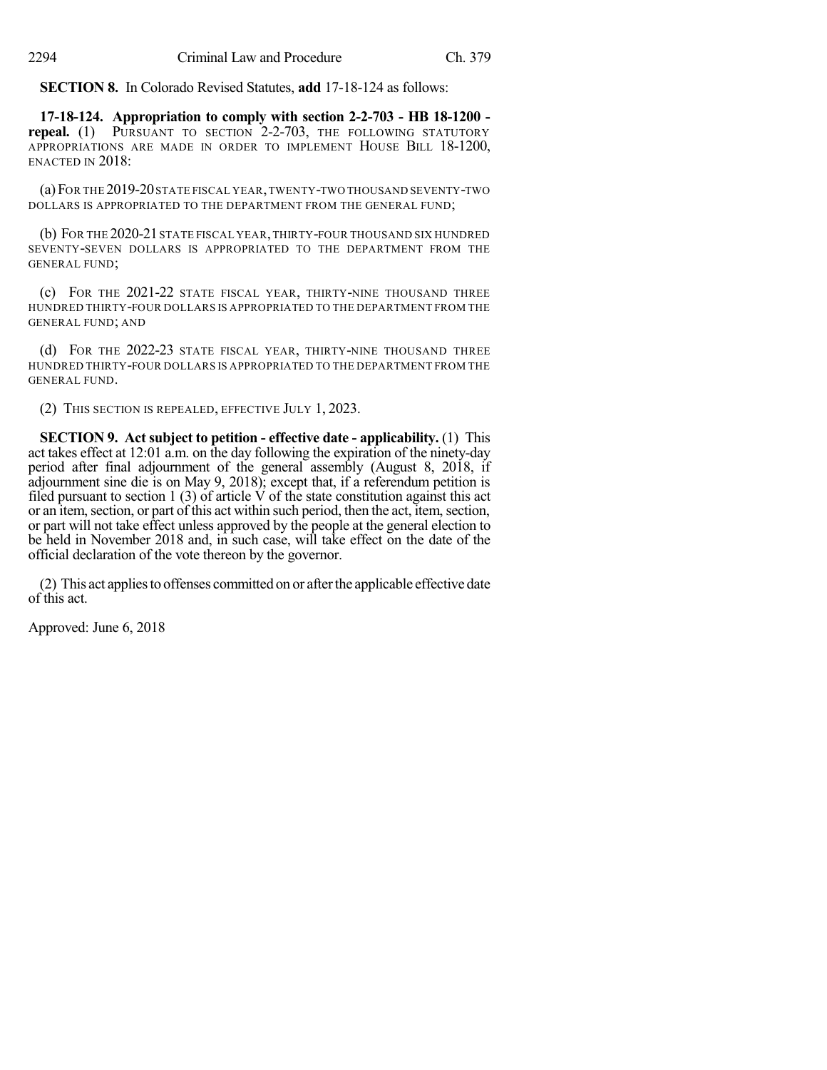**SECTION 8.** In Colorado Revised Statutes, **add** 17-18-124 as follows:

**17-18-124. Appropriation to comply with section 2-2-703 - HB 18-1200 - repeal.** (1) PURSUANT TO SECTION 2-2-703, THE FOLLOWING STATUTORY APPROPRIATIONS ARE MADE IN ORDER TO IMPLEMENT HOUSE BILL 18-1200, ENACTED IN 2018:

(a) FOR THE 2019-20 STATE FISCAL YEAR, TWENTY-TWO THOUSAND SEVENTY-TWO DOLLARS IS APPROPRIATED TO THE DEPARTMENT FROM THE GENERAL FUND;

(b) FOR THE 2020-21 STATE FISCAL YEAR, THIRTY-FOUR THOUSAND SIX HUNDRED SEVENTY-SEVEN DOLLARS IS APPROPRIATED TO THE DEPARTMENT FROM THE GENERAL FUND;

(c) FOR THE 2021-22 STATE FISCAL YEAR, THIRTY-NINE THOUSAND THREE HUNDRED THIRTY-FOUR DOLLARS IS APPROPRIATED TO THE DEPARTMENT FROM THE GENERAL FUND; AND

(d) FOR THE 2022-23 STATE FISCAL YEAR, THIRTY-NINE THOUSAND THREE HUNDRED THIRTY-FOUR DOLLARS IS APPROPRIATED TO THE DEPARTMENT FROM THE GENERAL FUND.

(2) THIS SECTION IS REPEALED, EFFECTIVE JULY 1, 2023.

**SECTION 9. Act subject to petition - effective date - applicability.** (1) This act takes effect at 12:01 a.m. on the day following the expiration of the ninety-day period after final adjournment of the general assembly (August 8, 2018, if adjournment sine die is on May 9, 2018); except that, if a referendum petition is filed pursuant to section 1 (3) of article V of the state constitution against this act or an item, section, or part of this act within such period, then the act, item, section, or part will not take effect unless approved by the people at the general election to be held in November 2018 and, in such case, will take effect on the date of the official declaration of the vote thereon by the governor.

(2) This act applies to offenses committed on or after the applicable effective date of this act.

Approved: June 6, 2018